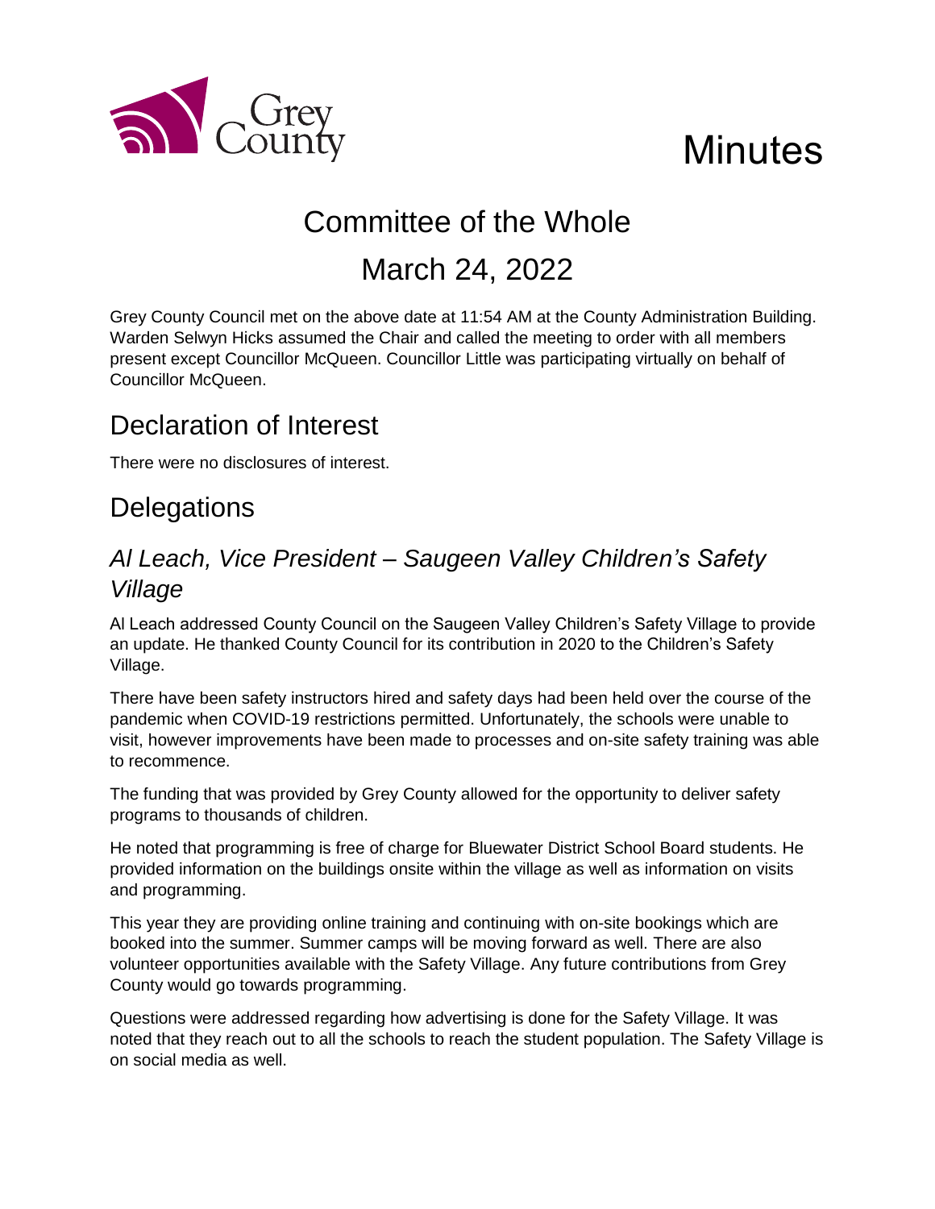Grey County

# Minutes

# Committee of the Whole

# March 24, 2022

Grey County Council met on the above date at 11:54 AM at the County Administration Building. Warden Selwyn Hicks assumed the Chair and called the meeting to order with all members present except Councillor McQueen. Councillor Little was participating virtually on behalf of Councillor McQueen.

## Declaration of Interest

There were no disclosures of interest.

## Delegations

### *Al Leach, Vice President – Saugeen Valley Children's Safety Village*

Al Leach addressed County Council on the Saugeen Valley Children's Safety Village to provide an update. He thanked County Council for its contribution in 2020 to the Children's Safety Village.

There have been safety instructors hired and safety days had been held over the course of the pandemic when COVID-19 restrictions permitted. Unfortunately, the schools were unable to visit, however improvements have been made to processes and on-site safety training was able to recommence.

The funding that was provided by Grey County allowed for the opportunity to deliver safety programs to thousands of children.

He noted that programming is free of charge for Bluewater District School Board students. He provided information on the buildings onsite within the village as well as information on visits and programming.

This year they are providing online training and continuing with on-site bookings which are booked into the summer. Summer camps will be moving forward as well. There are also volunteer opportunities available with the Safety Village. Any future contributions from Grey County would go towards programming.

Questions were addressed regarding how advertising is done for the Safety Village. It was noted that they reach out to all the schools to reach the student population. The Safety Village is on social media as well.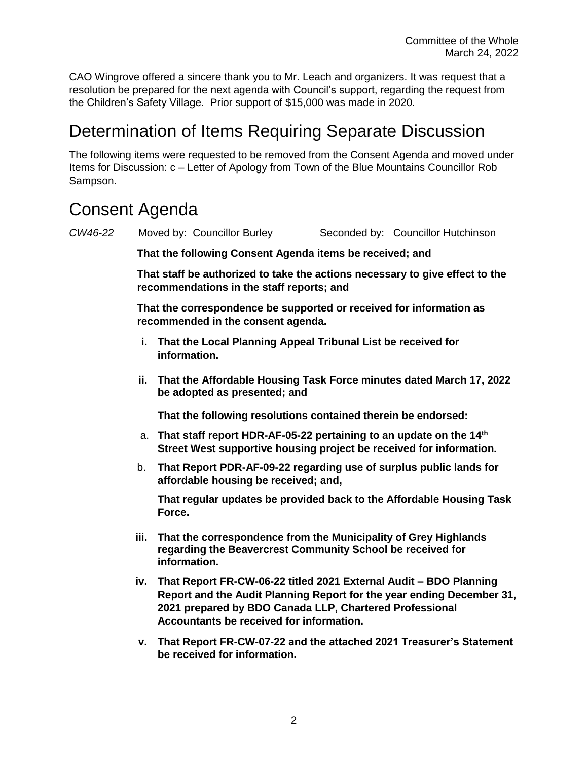CAO Wingrove offered a sincere thank you to Mr. Leach and organizers. It was request that a resolution be prepared for the next agenda with Council's support, regarding the request from the Children's Safety Village. Prior support of $15,000 was made in 2020.

# Determination of Items Requiring Separate Discussion

The following items were requested to be removed from the Consent Agenda and moved under Items for Discussion: c – Letter of Apology from Town of the Blue Mountains Councillor Rob Sampson.

# Consent Agenda

*CW46-22* Moved by: Councillor Burley Seconded by: Councillor Hutchinson

**That the following Consent Agenda items be received; and**

**That staff be authorized to take the actions necessary to give effect to the recommendations in the staff reports; and**

**That the correspondence be supported or received for information as recommended in the consent agenda.**

**i. That the Local Planning Appeal Tribunal List be received for information.**

**ii. That the Affordable Housing Task Force minutes dated March 17, 2022 be adopted as presented; and**

**That the following resolutions contained therein be endorsed:**

a. **That staff report HDR-AF-05-22 pertaining to an update on the 14th Street West supportive housing project be received for information.**

b. **That Report PDR-AF-09-22 regarding use of surplus public lands for affordable housing be received; and,**

**That regular updates be provided back to the Affordable Housing Task Force.**

**iii. That the correspondence from the Municipality of Grey Highlands regarding the Beavercrest Community School be received for information.**

**iv. That Report FR-CW-06-22 titled 2021 External Audit – BDO Planning Report and the Audit Planning Report for the year ending December 31, 2021 prepared by BDO Canada LLP, Chartered Professional Accountants be received for information.**

**v. That Report FR-CW-07-22 and the attached 2021 Treasurer's Statement be received for information.**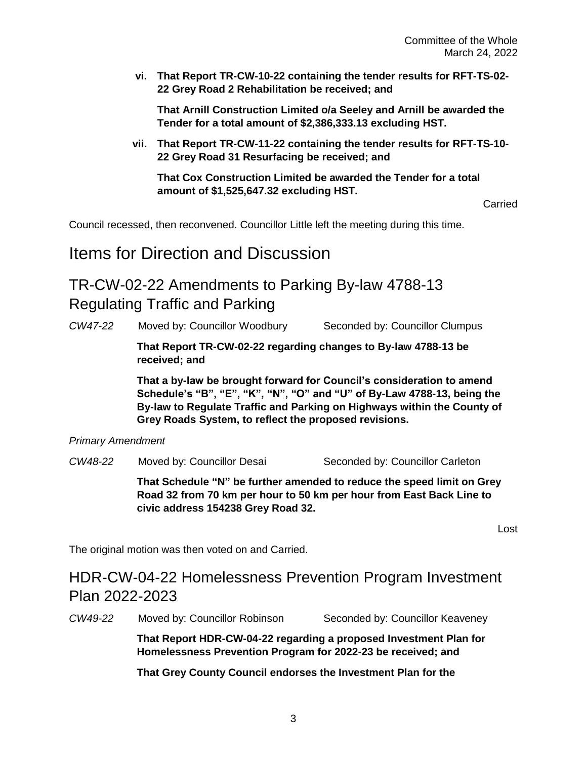vi. **That Report TR-CW-10-22 containing the tender results for RFT-TS-02-22 Grey Road 2 Rehabilitation be received; and**

**That Arnill Construction Limited o/a Seeley and Arnill be awarded the Tender for a total amount of $2,386,333.13 excluding HST.**

vii. **That Report TR-CW-11-22 containing the tender results for RFT-TS-10-22 Grey Road 31 Resurfacing be received; and**

**That Cox Construction Limited be awarded the Tender for a total amount of $1,525,647.32 excluding HST.**

Carried

Council recessed, then reconvened. Councillor Little left the meeting during this time.

# Items for Direction and Discussion

## TR-CW-02-22 Amendments to Parking By-law 4788-13 Regulating Traffic and Parking

*CW47-22* Moved by: Councillor Woodbury Seconded by: Councillor Clumpus

**That Report TR-CW-02-22 regarding changes to By-law 4788-13 be received; and**

**That a by-law be brought forward for Council's consideration to amend Schedule's "B", "E", "K", "N", "O" and "U" of By-Law 4788-13, being the By-law to Regulate Traffic and Parking on Highways within the County of Grey Roads System, to reflect the proposed revisions.**

*Primary Amendment*

*CW48-22* Moved by: Councillor Desai Seconded by: Councillor Carleton

**That Schedule "N" be further amended to reduce the speed limit on Grey Road 32 from 70 km per hour to 50 km per hour from East Back Line to civic address 154238 Grey Road 32.**

Lost

The original motion was then voted on and Carried.

## HDR-CW-04-22 Homelessness Prevention Program Investment Plan 2022-2023

*CW49-22* Moved by: Councillor Robinson Seconded by: Councillor Keaveney

**That Report HDR-CW-04-22 regarding a proposed Investment Plan for Homelessness Prevention Program for 2022-23 be received; and**

**That Grey County Council endorses the Investment Plan for the**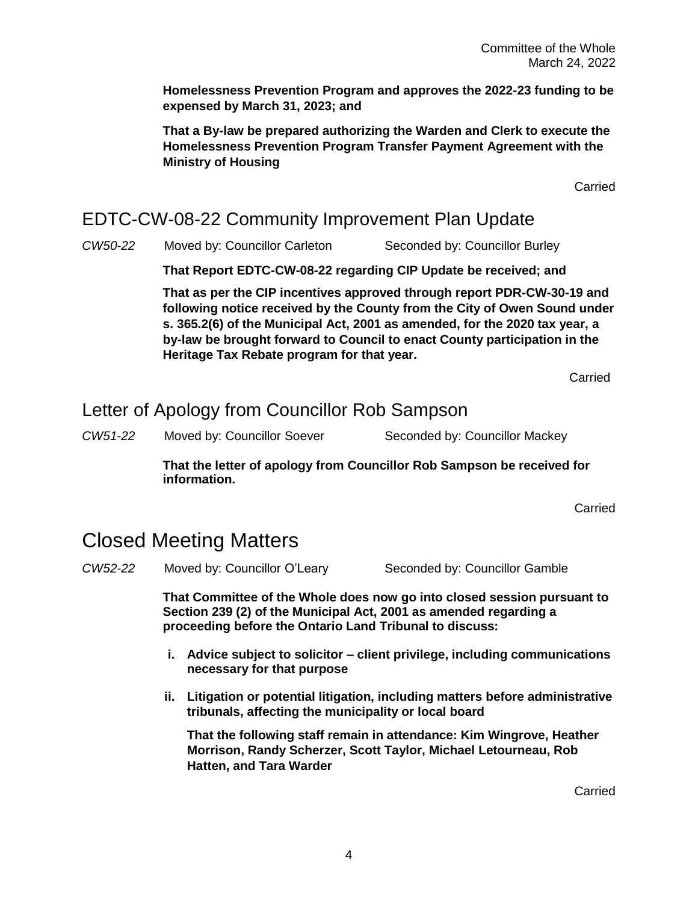**Homelessness Prevention Program and approves the 2022-23 funding to be expensed by March 31, 2023; and**

**That a By-law be prepared authorizing the Warden and Clerk to execute the Homelessness Prevention Program Transfer Payment Agreement with the Ministry of Housing**

Carried

## EDTC-CW-08-22 Community Improvement Plan Update

*CW50-22* Moved by: Councillor Carleton Seconded by: Councillor Burley

**That Report EDTC-CW-08-22 regarding CIP Update be received; and**

**That as per the CIP incentives approved through report PDR-CW-30-19 and following notice received by the County from the City of Owen Sound under s. 365.2(6) of the Municipal Act, 2001 as amended, for the 2020 tax year, a by-law be brought forward to Council to enact County participation in the Heritage Tax Rebate program for that year.**

Carried

## Letter of Apology from Councillor Rob Sampson

*CW51-22* Moved by: Councillor Soever Seconded by: Councillor Mackey

**That the letter of apology from Councillor Rob Sampson be received for information.**

Carried

# Closed Meeting Matters

*CW52-22* Moved by: Councillor O'Leary Seconded by: Councillor Gamble

**That Committee of the Whole does now go into closed session pursuant to Section 239 (2) of the Municipal Act, 2001 as amended regarding a proceeding before the Ontario Land Tribunal to discuss:**

- **i. Advice subject to solicitor – client privilege, including communications necessary for that purpose**
- **ii. Litigation or potential litigation, including matters before administrative tribunals, affecting the municipality or local board**

**That the following staff remain in attendance: Kim Wingrove, Heather Morrison, Randy Scherzer, Scott Taylor, Michael Letourneau, Rob Hatten, and Tara Warder**

Carried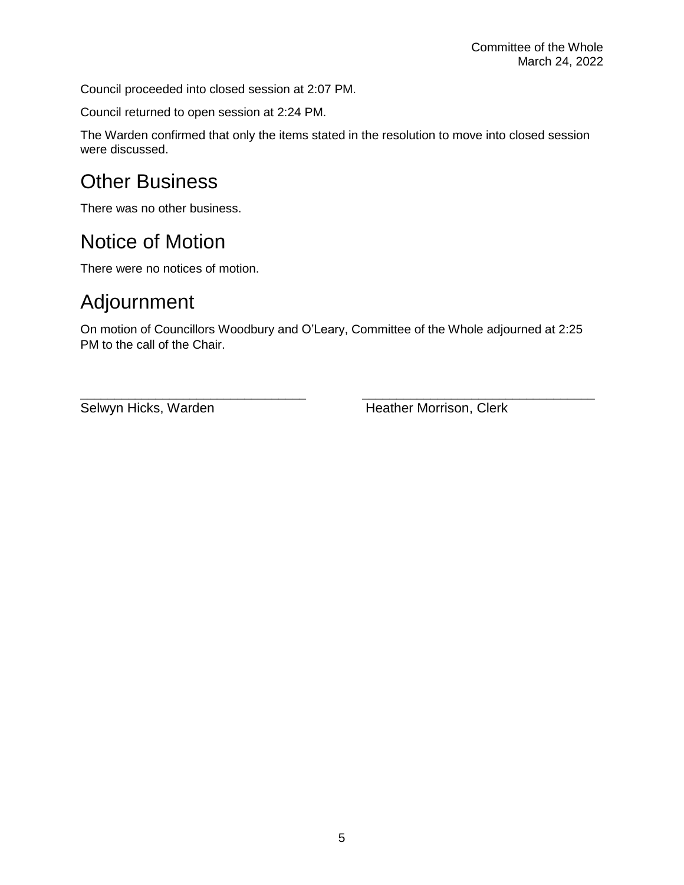Council proceeded into closed session at 2:07 PM.

Council returned to open session at 2:24 PM.

The Warden confirmed that only the items stated in the resolution to move into closed session were discussed.

# Other Business

There was no other business.

# Notice of Motion

There were no notices of motion.

# Adjournment

On motion of Councillors Woodbury and O'Leary, Committee of the Whole adjourned at 2:25 PM to the call of the Chair.

\_\_\_\_\_\_\_\_\_\_\_\_\_\_\_\_\_\_\_\_\_\_\_\_\_\_\_\_\_\_\_\_
Selwyn Hicks, Warden

\_\_\_\_\_\_\_\_\_\_\_\_\_\_\_\_\_\_\_\_\_\_\_\_\_\_\_\_\_\_\_\_
Heather Morrison, Clerk